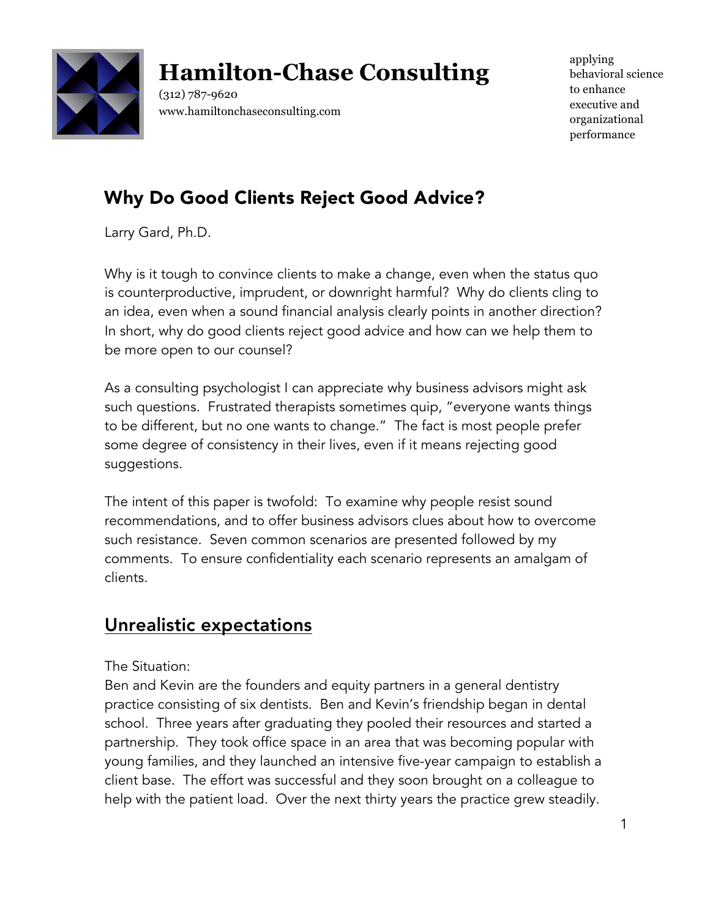# Hamilton-Chase Consulting

(312) 787-9620
www.hamiltonchaseconsulting.com

applying behavioral science to enhance executive and organizational performance

## Why Do Good Clients Reject Good Advice?

Larry Gard, Ph.D.

Why is it tough to convince clients to make a change, even when the status quo is counterproductive, imprudent, or downright harmful? Why do clients cling to an idea, even when a sound financial analysis clearly points in another direction? In short, why do good clients reject good advice and how can we help them to be more open to our counsel?

As a consulting psychologist I can appreciate why business advisors might ask such questions. Frustrated therapists sometimes quip, "everyone wants things to be different, but no one wants to change." The fact is most people prefer some degree of consistency in their lives, even if it means rejecting good suggestions.

The intent of this paper is twofold: To examine why people resist sound recommendations, and to offer business advisors clues about how to overcome such resistance. Seven common scenarios are presented followed by my comments. To ensure confidentiality each scenario represents an amalgam of clients.

## Unrealistic expectations

The Situation:
Ben and Kevin are the founders and equity partners in a general dentistry practice consisting of six dentists. Ben and Kevin's friendship began in dental school. Three years after graduating they pooled their resources and started a partnership. They took office space in an area that was becoming popular with young families, and they launched an intensive five-year campaign to establish a client base. The effort was successful and they soon brought on a colleague to help with the patient load. Over the next thirty years the practice grew steadily.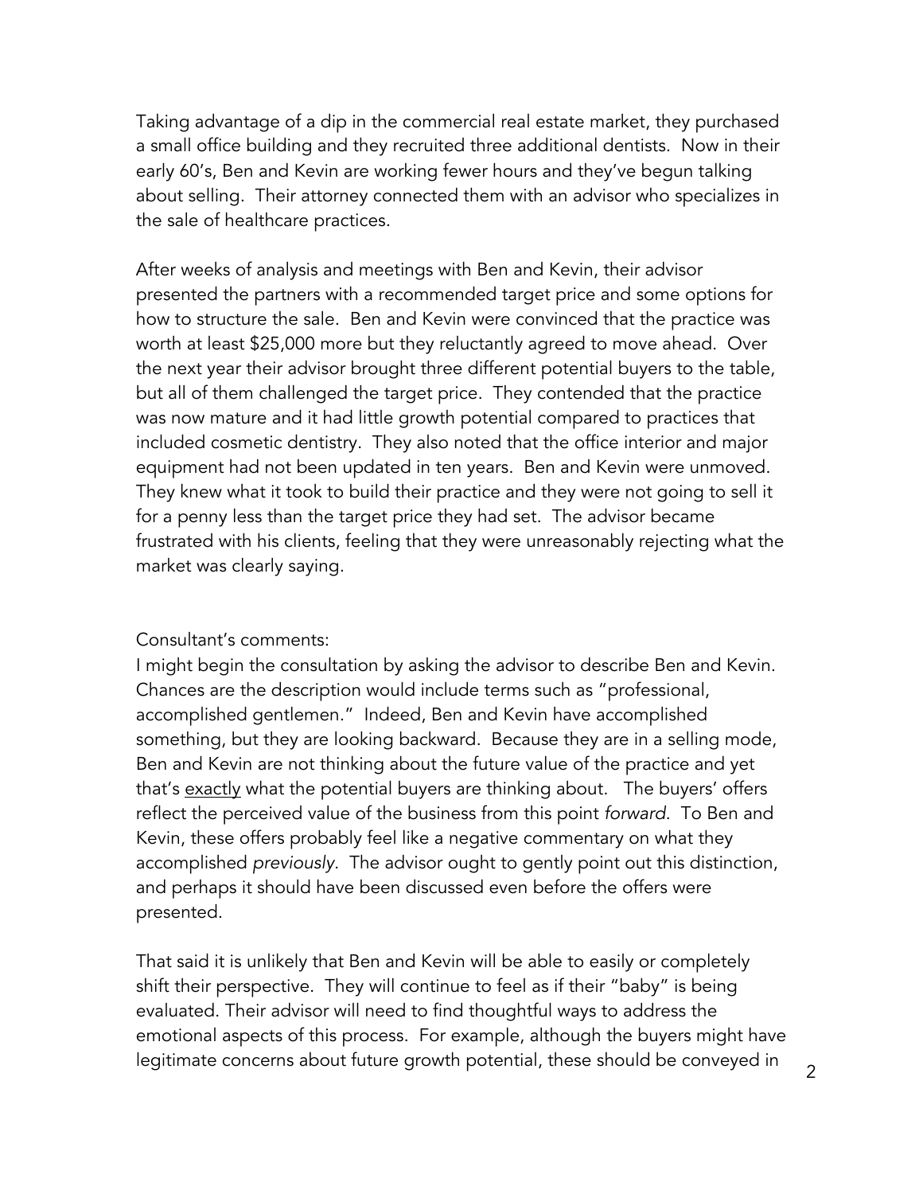Taking advantage of a dip in the commercial real estate market, they purchased a small office building and they recruited three additional dentists. Now in their early 60's, Ben and Kevin are working fewer hours and they've begun talking about selling. Their attorney connected them with an advisor who specializes in the sale of healthcare practices.

After weeks of analysis and meetings with Ben and Kevin, their advisor presented the partners with a recommended target price and some options for how to structure the sale. Ben and Kevin were convinced that the practice was worth at least $25,000 more but they reluctantly agreed to move ahead. Over the next year their advisor brought three different potential buyers to the table, but all of them challenged the target price. They contended that the practice was now mature and it had little growth potential compared to practices that included cosmetic dentistry. They also noted that the office interior and major equipment had not been updated in ten years. Ben and Kevin were unmoved. They knew what it took to build their practice and they were not going to sell it for a penny less than the target price they had set. The advisor became frustrated with his clients, feeling that they were unreasonably rejecting what the market was clearly saying.

Consultant's comments:
I might begin the consultation by asking the advisor to describe Ben and Kevin. Chances are the description would include terms such as "professional, accomplished gentlemen." Indeed, Ben and Kevin have accomplished something, but they are looking backward. Because they are in a selling mode, Ben and Kevin are not thinking about the future value of the practice and yet that's <u>exactly</u> what the potential buyers are thinking about. The buyers' offers reflect the perceived value of the business from this point *forward*. To Ben and Kevin, these offers probably feel like a negative commentary on what they accomplished *previously*. The advisor ought to gently point out this distinction, and perhaps it should have been discussed even before the offers were presented.

That said it is unlikely that Ben and Kevin will be able to easily or completely shift their perspective. They will continue to feel as if their "baby" is being evaluated. Their advisor will need to find thoughtful ways to address the emotional aspects of this process. For example, although the buyers might have legitimate concerns about future growth potential, these should be conveyed in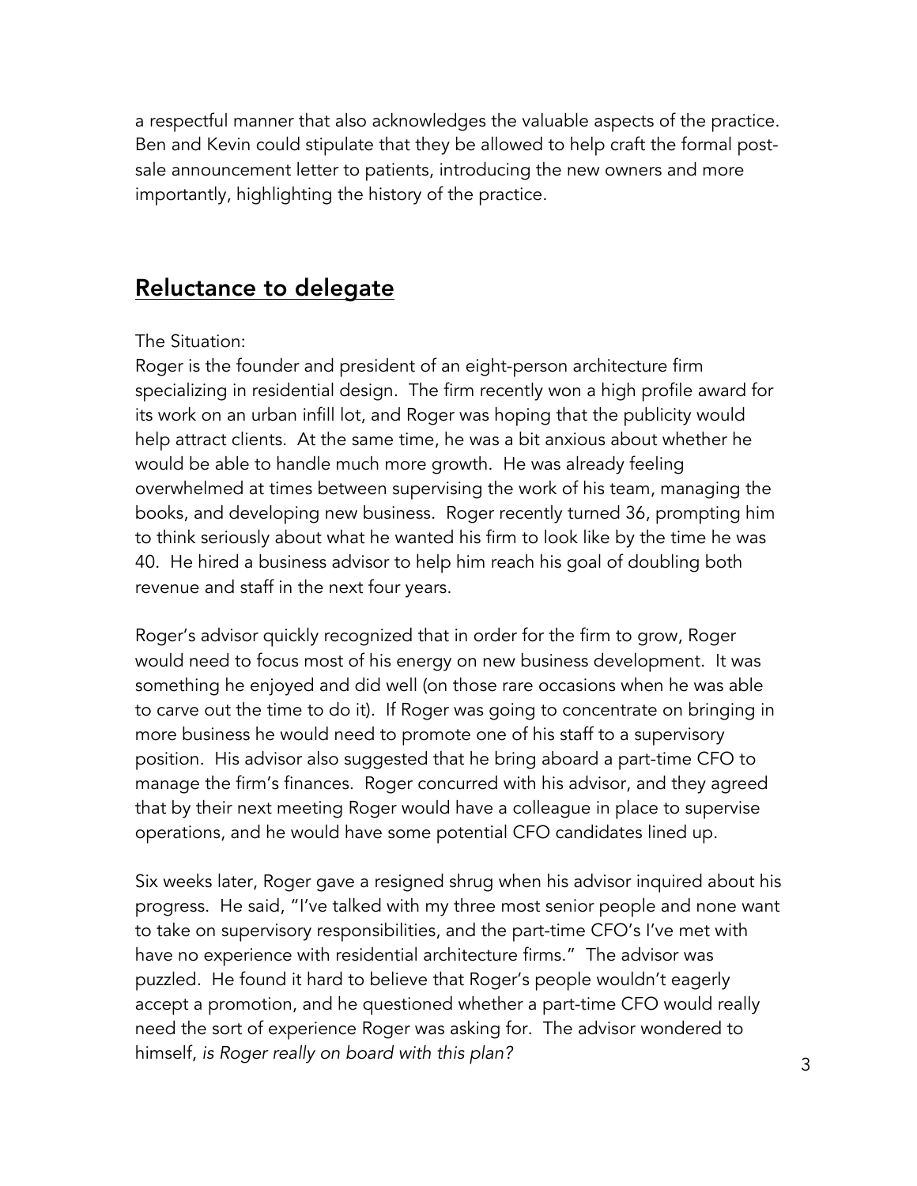a respectful manner that also acknowledges the valuable aspects of the practice. Ben and Kevin could stipulate that they be allowed to help craft the formal post-sale announcement letter to patients, introducing the new owners and more importantly, highlighting the history of the practice.

## <u>Reluctance to delegate</u>

The Situation:
Roger is the founder and president of an eight-person architecture firm specializing in residential design. The firm recently won a high profile award for its work on an urban infill lot, and Roger was hoping that the publicity would help attract clients. At the same time, he was a bit anxious about whether he would be able to handle much more growth. He was already feeling overwhelmed at times between supervising the work of his team, managing the books, and developing new business. Roger recently turned 36, prompting him to think seriously about what he wanted his firm to look like by the time he was 40. He hired a business advisor to help him reach his goal of doubling both revenue and staff in the next four years.

Roger's advisor quickly recognized that in order for the firm to grow, Roger would need to focus most of his energy on new business development. It was something he enjoyed and did well (on those rare occasions when he was able to carve out the time to do it). If Roger was going to concentrate on bringing in more business he would need to promote one of his staff to a supervisory position. His advisor also suggested that he bring aboard a part-time CFO to manage the firm's finances. Roger concurred with his advisor, and they agreed that by their next meeting Roger would have a colleague in place to supervise operations, and he would have some potential CFO candidates lined up.

Six weeks later, Roger gave a resigned shrug when his advisor inquired about his progress. He said, "I've talked with my three most senior people and none want to take on supervisory responsibilities, and the part-time CFO's I've met with have no experience with residential architecture firms." The advisor was puzzled. He found it hard to believe that Roger's people wouldn't eagerly accept a promotion, and he questioned whether a part-time CFO would really need the sort of experience Roger was asking for. The advisor wondered to himself, *is Roger really on board with this plan?*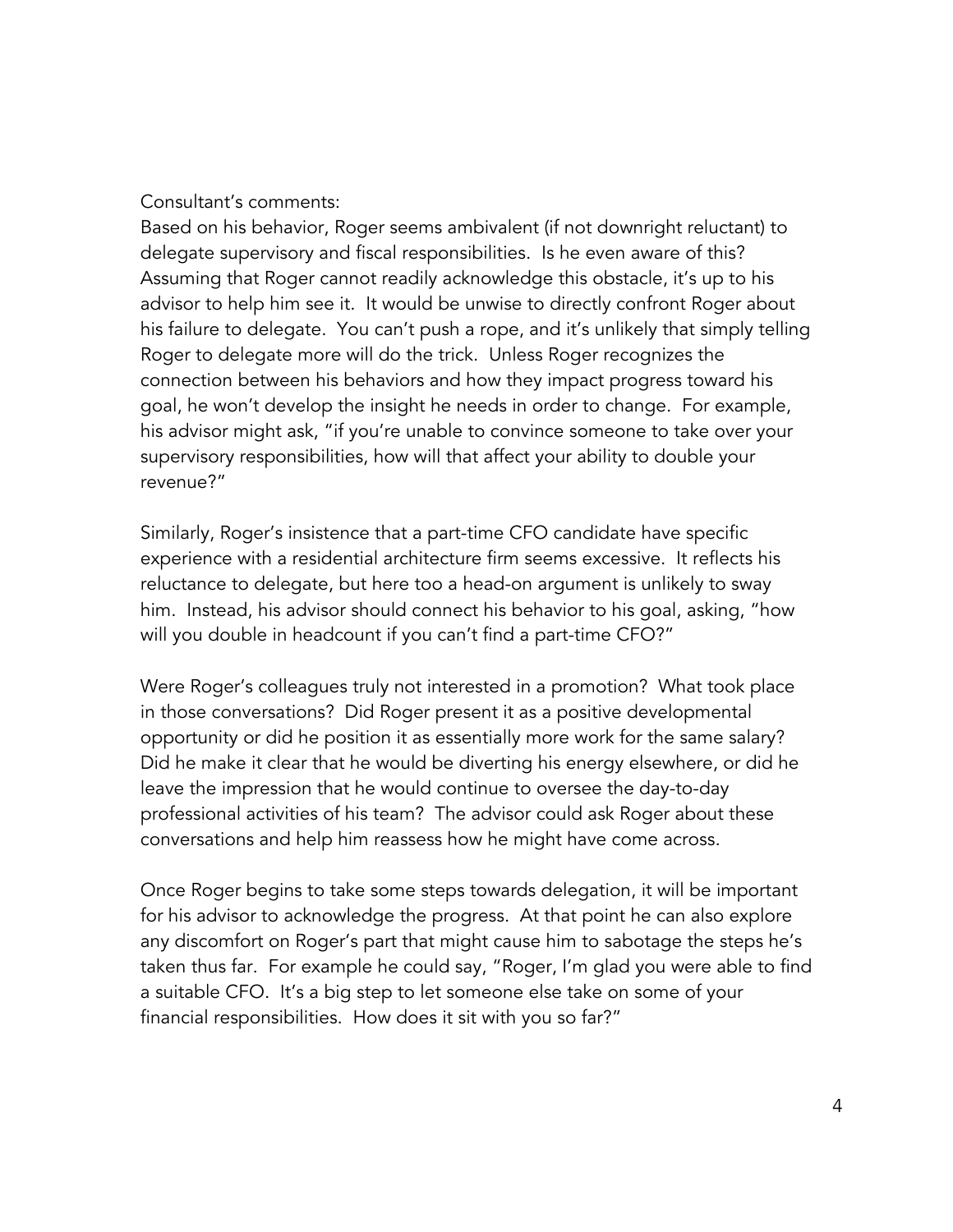Consultant's comments:

Based on his behavior, Roger seems ambivalent (if not downright reluctant) to delegate supervisory and fiscal responsibilities. Is he even aware of this? Assuming that Roger cannot readily acknowledge this obstacle, it's up to his advisor to help him see it. It would be unwise to directly confront Roger about his failure to delegate. You can't push a rope, and it's unlikely that simply telling Roger to delegate more will do the trick. Unless Roger recognizes the connection between his behaviors and how they impact progress toward his goal, he won't develop the insight he needs in order to change. For example, his advisor might ask, "if you're unable to convince someone to take over your supervisory responsibilities, how will that affect your ability to double your revenue?"

Similarly, Roger's insistence that a part-time CFO candidate have specific experience with a residential architecture firm seems excessive. It reflects his reluctance to delegate, but here too a head-on argument is unlikely to sway him. Instead, his advisor should connect his behavior to his goal, asking, "how will you double in headcount if you can't find a part-time CFO?"

Were Roger's colleagues truly not interested in a promotion? What took place in those conversations? Did Roger present it as a positive developmental opportunity or did he position it as essentially more work for the same salary? Did he make it clear that he would be diverting his energy elsewhere, or did he leave the impression that he would continue to oversee the day-to-day professional activities of his team? The advisor could ask Roger about these conversations and help him reassess how he might have come across.

Once Roger begins to take some steps towards delegation, it will be important for his advisor to acknowledge the progress. At that point he can also explore any discomfort on Roger's part that might cause him to sabotage the steps he's taken thus far. For example he could say, "Roger, I'm glad you were able to find a suitable CFO. It's a big step to let someone else take on some of your financial responsibilities. How does it sit with you so far?"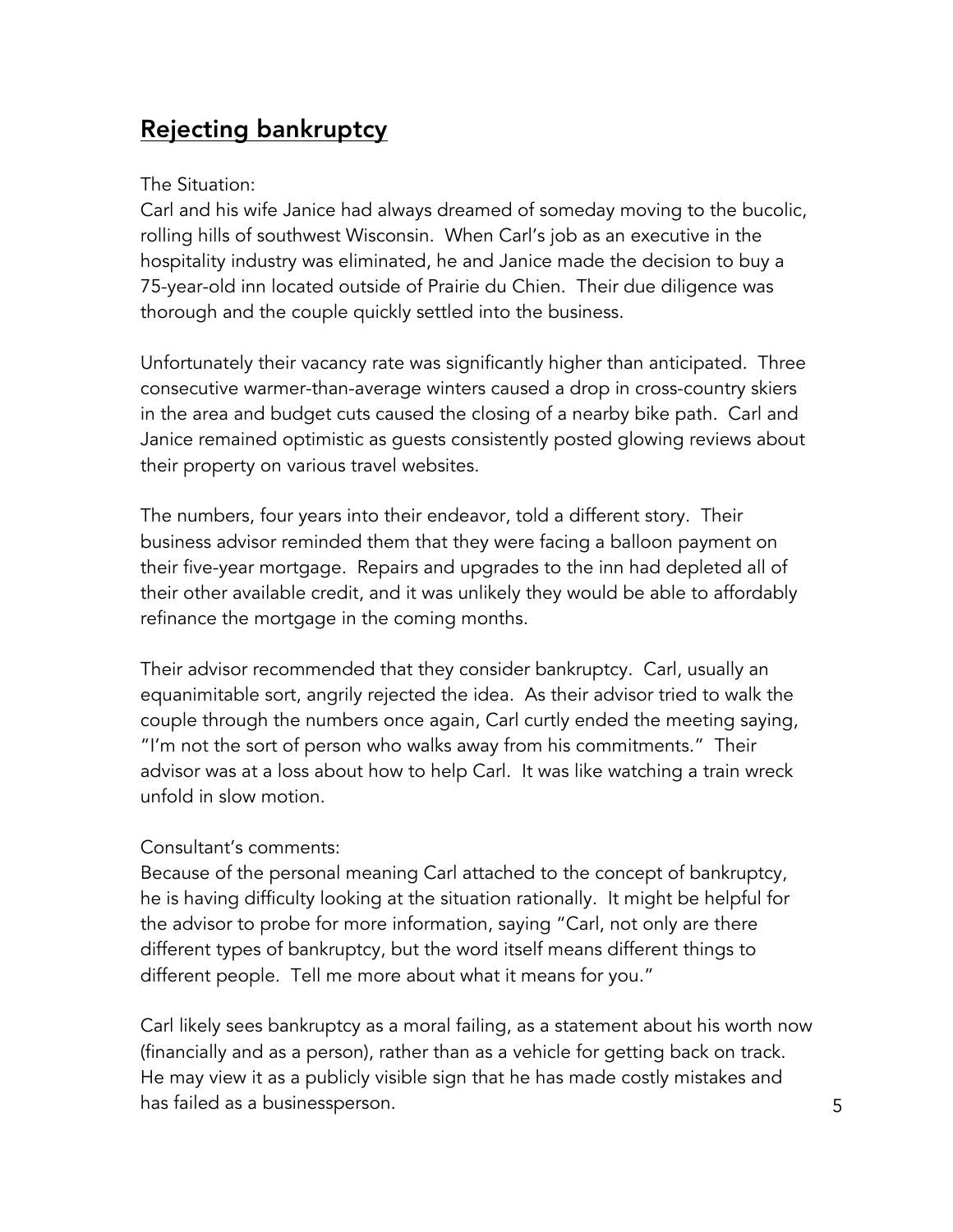## Rejecting bankruptcy

The Situation:
Carl and his wife Janice had always dreamed of someday moving to the bucolic, rolling hills of southwest Wisconsin. When Carl's job as an executive in the hospitality industry was eliminated, he and Janice made the decision to buy a 75-year-old inn located outside of Prairie du Chien. Their due diligence was thorough and the couple quickly settled into the business.

Unfortunately their vacancy rate was significantly higher than anticipated. Three consecutive warmer-than-average winters caused a drop in cross-country skiers in the area and budget cuts caused the closing of a nearby bike path. Carl and Janice remained optimistic as guests consistently posted glowing reviews about their property on various travel websites.

The numbers, four years into their endeavor, told a different story. Their business advisor reminded them that they were facing a balloon payment on their five-year mortgage. Repairs and upgrades to the inn had depleted all of their other available credit, and it was unlikely they would be able to affordably refinance the mortgage in the coming months.

Their advisor recommended that they consider bankruptcy. Carl, usually an equanimitable sort, angrily rejected the idea. As their advisor tried to walk the couple through the numbers once again, Carl curtly ended the meeting saying, "I'm not the sort of person who walks away from his commitments." Their advisor was at a loss about how to help Carl. It was like watching a train wreck unfold in slow motion.

Consultant's comments:
Because of the personal meaning Carl attached to the concept of bankruptcy, he is having difficulty looking at the situation rationally. It might be helpful for the advisor to probe for more information, saying "Carl, not only are there different types of bankruptcy, but the word itself means different things to different people. Tell me more about what it means for you."

Carl likely sees bankruptcy as a moral failing, as a statement about his worth now (financially and as a person), rather than as a vehicle for getting back on track. He may view it as a publicly visible sign that he has made costly mistakes and has failed as a businessperson.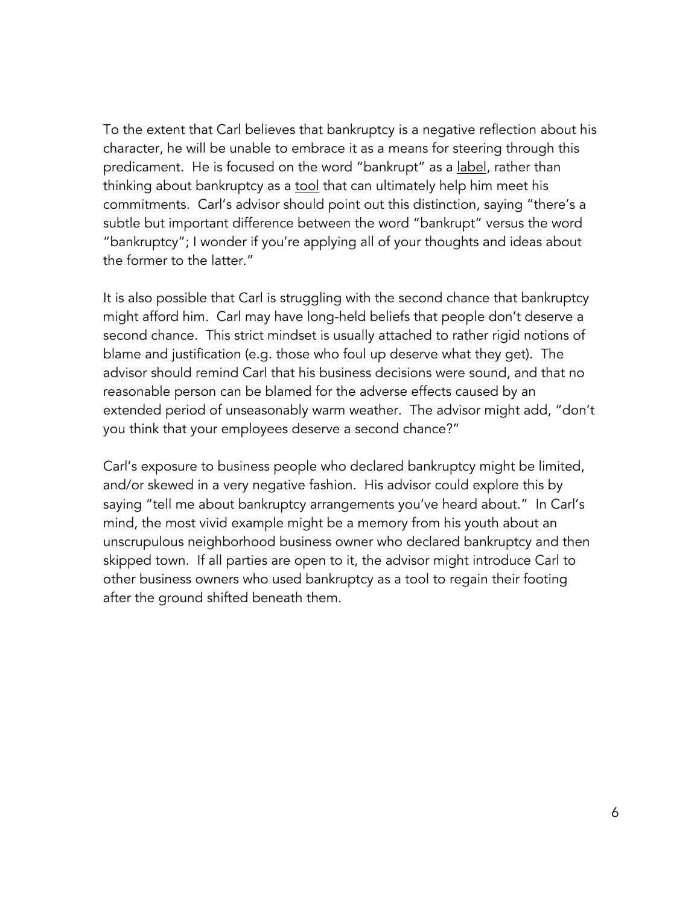To the extent that Carl believes that bankruptcy is a negative reflection about his character, he will be unable to embrace it as a means for steering through this predicament. He is focused on the word "bankrupt" as a <u>label</u>, rather than thinking about bankruptcy as a <u>tool</u> that can ultimately help him meet his commitments. Carl's advisor should point out this distinction, saying "there's a subtle but important difference between the word "bankrupt" versus the word "bankruptcy"; I wonder if you're applying all of your thoughts and ideas about the former to the latter."

It is also possible that Carl is struggling with the second chance that bankruptcy might afford him. Carl may have long-held beliefs that people don't deserve a second chance. This strict mindset is usually attached to rather rigid notions of blame and justification (e.g. those who foul up deserve what they get). The advisor should remind Carl that his business decisions were sound, and that no reasonable person can be blamed for the adverse effects caused by an extended period of unseasonably warm weather. The advisor might add, "don't you think that your employees deserve a second chance?"

Carl's exposure to business people who declared bankruptcy might be limited, and/or skewed in a very negative fashion. His advisor could explore this by saying "tell me about bankruptcy arrangements you've heard about." In Carl's mind, the most vivid example might be a memory from his youth about an unscrupulous neighborhood business owner who declared bankruptcy and then skipped town. If all parties are open to it, the advisor might introduce Carl to other business owners who used bankruptcy as a tool to regain their footing after the ground shifted beneath them.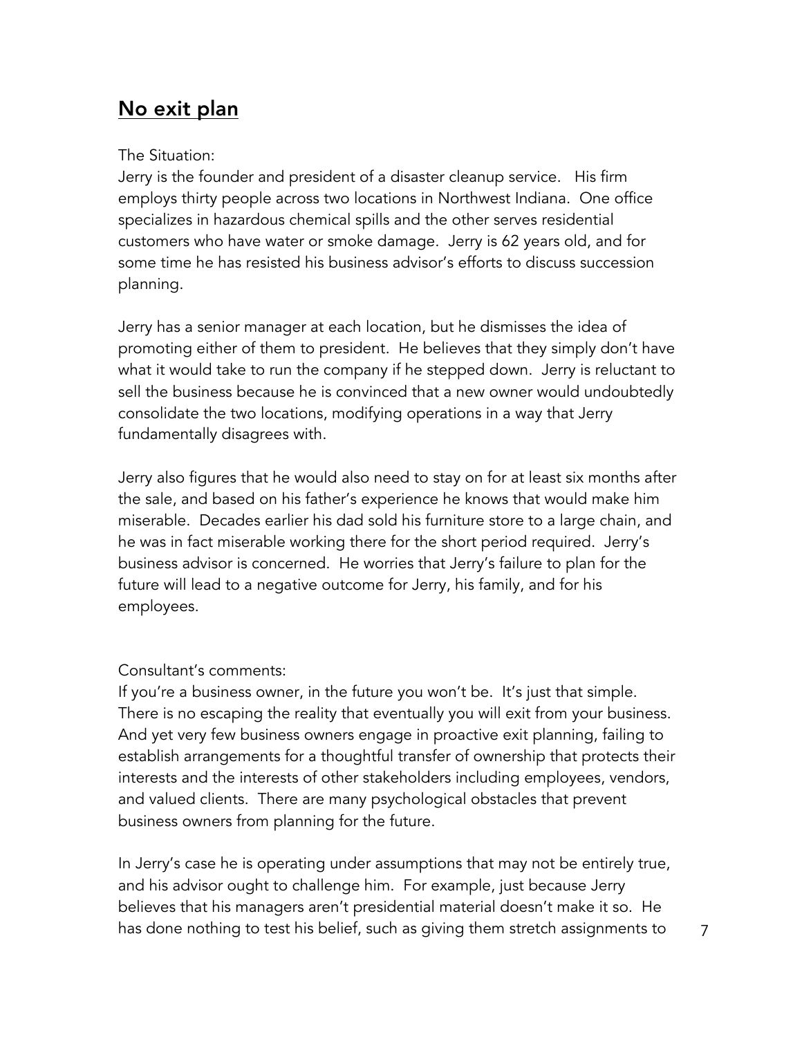## No exit plan

The Situation:
Jerry is the founder and president of a disaster cleanup service. His firm employs thirty people across two locations in Northwest Indiana. One office specializes in hazardous chemical spills and the other serves residential customers who have water or smoke damage. Jerry is 62 years old, and for some time he has resisted his business advisor's efforts to discuss succession planning.

Jerry has a senior manager at each location, but he dismisses the idea of promoting either of them to president. He believes that they simply don't have what it would take to run the company if he stepped down. Jerry is reluctant to sell the business because he is convinced that a new owner would undoubtedly consolidate the two locations, modifying operations in a way that Jerry fundamentally disagrees with.

Jerry also figures that he would also need to stay on for at least six months after the sale, and based on his father's experience he knows that would make him miserable. Decades earlier his dad sold his furniture store to a large chain, and he was in fact miserable working there for the short period required. Jerry's business advisor is concerned. He worries that Jerry's failure to plan for the future will lead to a negative outcome for Jerry, his family, and for his employees.

Consultant's comments:
If you're a business owner, in the future you won't be. It's just that simple. There is no escaping the reality that eventually you will exit from your business. And yet very few business owners engage in proactive exit planning, failing to establish arrangements for a thoughtful transfer of ownership that protects their interests and the interests of other stakeholders including employees, vendors, and valued clients. There are many psychological obstacles that prevent business owners from planning for the future.

In Jerry's case he is operating under assumptions that may not be entirely true, and his advisor ought to challenge him. For example, just because Jerry believes that his managers aren't presidential material doesn't make it so. He has done nothing to test his belief, such as giving them stretch assignments to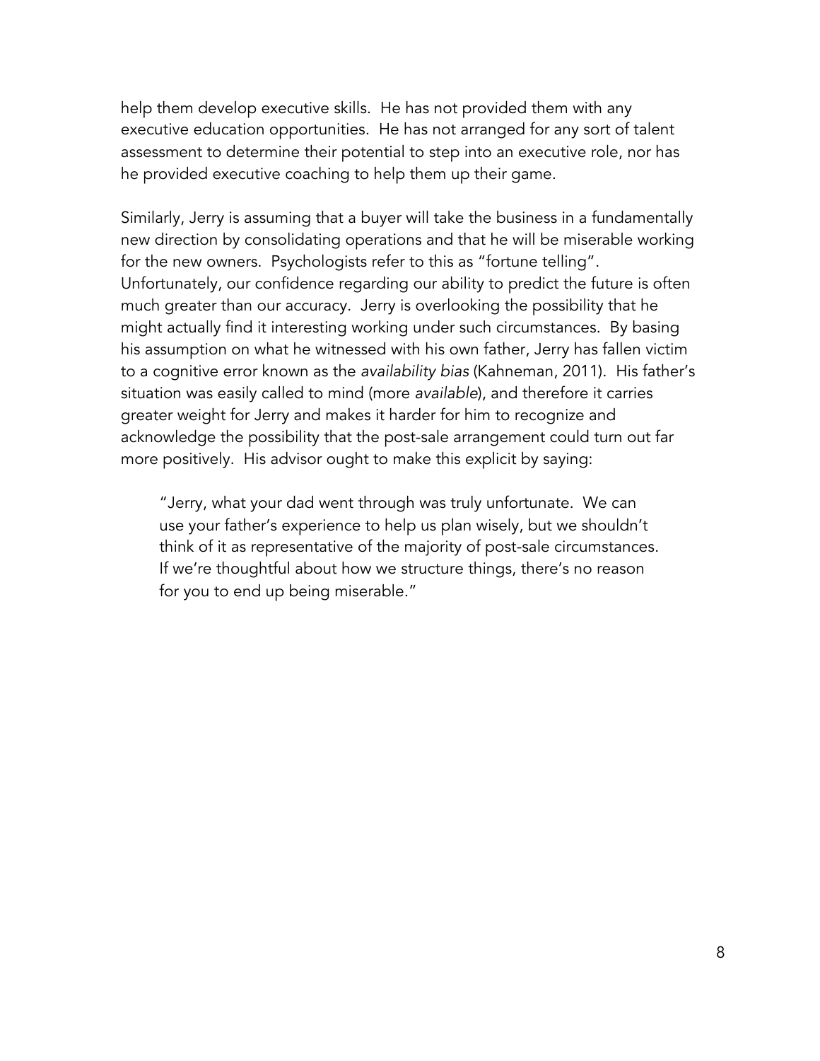help them develop executive skills. He has not provided them with any executive education opportunities. He has not arranged for any sort of talent assessment to determine their potential to step into an executive role, nor has he provided executive coaching to help them up their game.

Similarly, Jerry is assuming that a buyer will take the business in a fundamentally new direction by consolidating operations and that he will be miserable working for the new owners. Psychologists refer to this as "fortune telling". Unfortunately, our confidence regarding our ability to predict the future is often much greater than our accuracy. Jerry is overlooking the possibility that he might actually find it interesting working under such circumstances. By basing his assumption on what he witnessed with his own father, Jerry has fallen victim to a cognitive error known as the *availability bias* (Kahneman, 2011). His father's situation was easily called to mind (more *available*), and therefore it carries greater weight for Jerry and makes it harder for him to recognize and acknowledge the possibility that the post-sale arrangement could turn out far more positively. His advisor ought to make this explicit by saying:

> "Jerry, what your dad went through was truly unfortunate. We can use your father's experience to help us plan wisely, but we shouldn't think of it as representative of the majority of post-sale circumstances. If we're thoughtful about how we structure things, there's no reason for you to end up being miserable."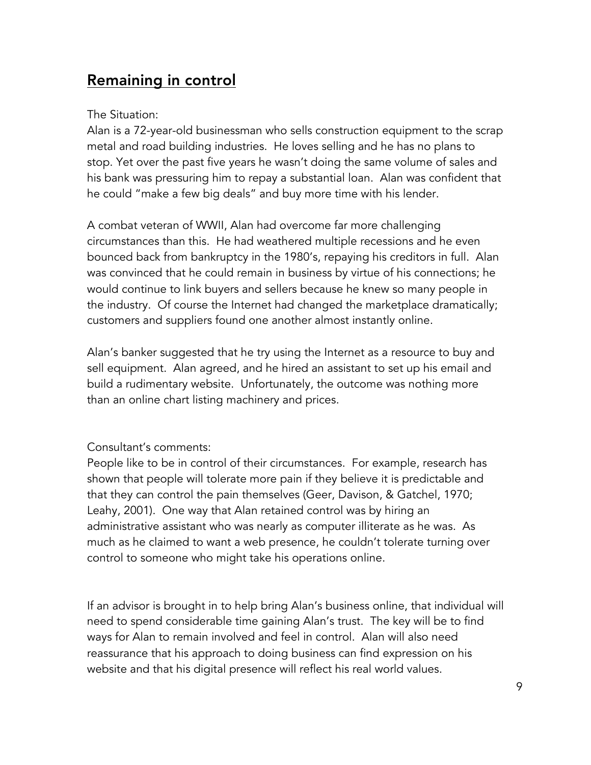## Remaining in control

The Situation:

Alan is a 72-year-old businessman who sells construction equipment to the scrap metal and road building industries. He loves selling and he has no plans to stop. Yet over the past five years he wasn't doing the same volume of sales and his bank was pressuring him to repay a substantial loan. Alan was confident that he could "make a few big deals" and buy more time with his lender.

A combat veteran of WWII, Alan had overcome far more challenging circumstances than this. He had weathered multiple recessions and he even bounced back from bankruptcy in the 1980's, repaying his creditors in full. Alan was convinced that he could remain in business by virtue of his connections; he would continue to link buyers and sellers because he knew so many people in the industry. Of course the Internet had changed the marketplace dramatically; customers and suppliers found one another almost instantly online.

Alan's banker suggested that he try using the Internet as a resource to buy and sell equipment. Alan agreed, and he hired an assistant to set up his email and build a rudimentary website. Unfortunately, the outcome was nothing more than an online chart listing machinery and prices.

Consultant's comments:

People like to be in control of their circumstances. For example, research has shown that people will tolerate more pain if they believe it is predictable and that they can control the pain themselves (Geer, Davison, & Gatchel, 1970; Leahy, 2001). One way that Alan retained control was by hiring an administrative assistant who was nearly as computer illiterate as he was. As much as he claimed to want a web presence, he couldn't tolerate turning over control to someone who might take his operations online.

If an advisor is brought in to help bring Alan's business online, that individual will need to spend considerable time gaining Alan's trust. The key will be to find ways for Alan to remain involved and feel in control. Alan will also need reassurance that his approach to doing business can find expression on his website and that his digital presence will reflect his real world values.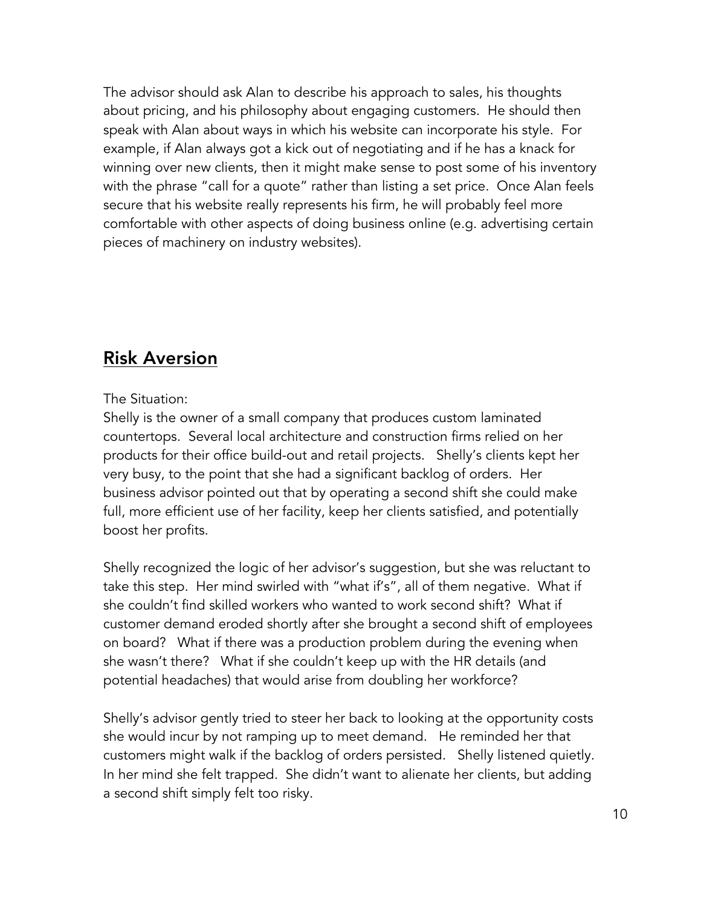The advisor should ask Alan to describe his approach to sales, his thoughts about pricing, and his philosophy about engaging customers. He should then speak with Alan about ways in which his website can incorporate his style. For example, if Alan always got a kick out of negotiating and if he has a knack for winning over new clients, then it might make sense to post some of his inventory with the phrase "call for a quote" rather than listing a set price. Once Alan feels secure that his website really represents his firm, he will probably feel more comfortable with other aspects of doing business online (e.g. advertising certain pieces of machinery on industry websites).

## Risk Aversion

The Situation:

Shelly is the owner of a small company that produces custom laminated countertops. Several local architecture and construction firms relied on her products for their office build-out and retail projects. Shelly's clients kept her very busy, to the point that she had a significant backlog of orders. Her business advisor pointed out that by operating a second shift she could make full, more efficient use of her facility, keep her clients satisfied, and potentially boost her profits.

Shelly recognized the logic of her advisor's suggestion, but she was reluctant to take this step. Her mind swirled with "what if's", all of them negative. What if she couldn't find skilled workers who wanted to work second shift? What if customer demand eroded shortly after she brought a second shift of employees on board? What if there was a production problem during the evening when she wasn't there? What if she couldn't keep up with the HR details (and potential headaches) that would arise from doubling her workforce?

Shelly's advisor gently tried to steer her back to looking at the opportunity costs she would incur by not ramping up to meet demand. He reminded her that customers might walk if the backlog of orders persisted. Shelly listened quietly. In her mind she felt trapped. She didn't want to alienate her clients, but adding a second shift simply felt too risky.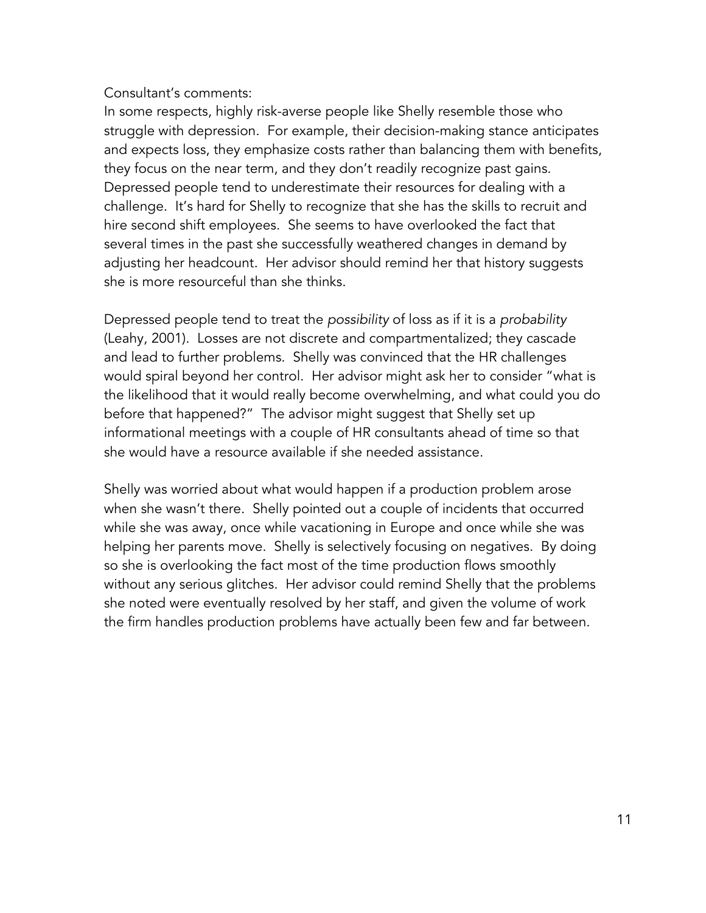Consultant's comments:

In some respects, highly risk-averse people like Shelly resemble those who struggle with depression. For example, their decision-making stance anticipates and expects loss, they emphasize costs rather than balancing them with benefits, they focus on the near term, and they don't readily recognize past gains. Depressed people tend to underestimate their resources for dealing with a challenge. It's hard for Shelly to recognize that she has the skills to recruit and hire second shift employees. She seems to have overlooked the fact that several times in the past she successfully weathered changes in demand by adjusting her headcount. Her advisor should remind her that history suggests she is more resourceful than she thinks.

Depressed people tend to treat the *possibility* of loss as if it is a *probability* (Leahy, 2001). Losses are not discrete and compartmentalized; they cascade and lead to further problems. Shelly was convinced that the HR challenges would spiral beyond her control. Her advisor might ask her to consider "what is the likelihood that it would really become overwhelming, and what could you do before that happened?" The advisor might suggest that Shelly set up informational meetings with a couple of HR consultants ahead of time so that she would have a resource available if she needed assistance.

Shelly was worried about what would happen if a production problem arose when she wasn't there. Shelly pointed out a couple of incidents that occurred while she was away, once while vacationing in Europe and once while she was helping her parents move. Shelly is selectively focusing on negatives. By doing so she is overlooking the fact most of the time production flows smoothly without any serious glitches. Her advisor could remind Shelly that the problems she noted were eventually resolved by her staff, and given the volume of work the firm handles production problems have actually been few and far between.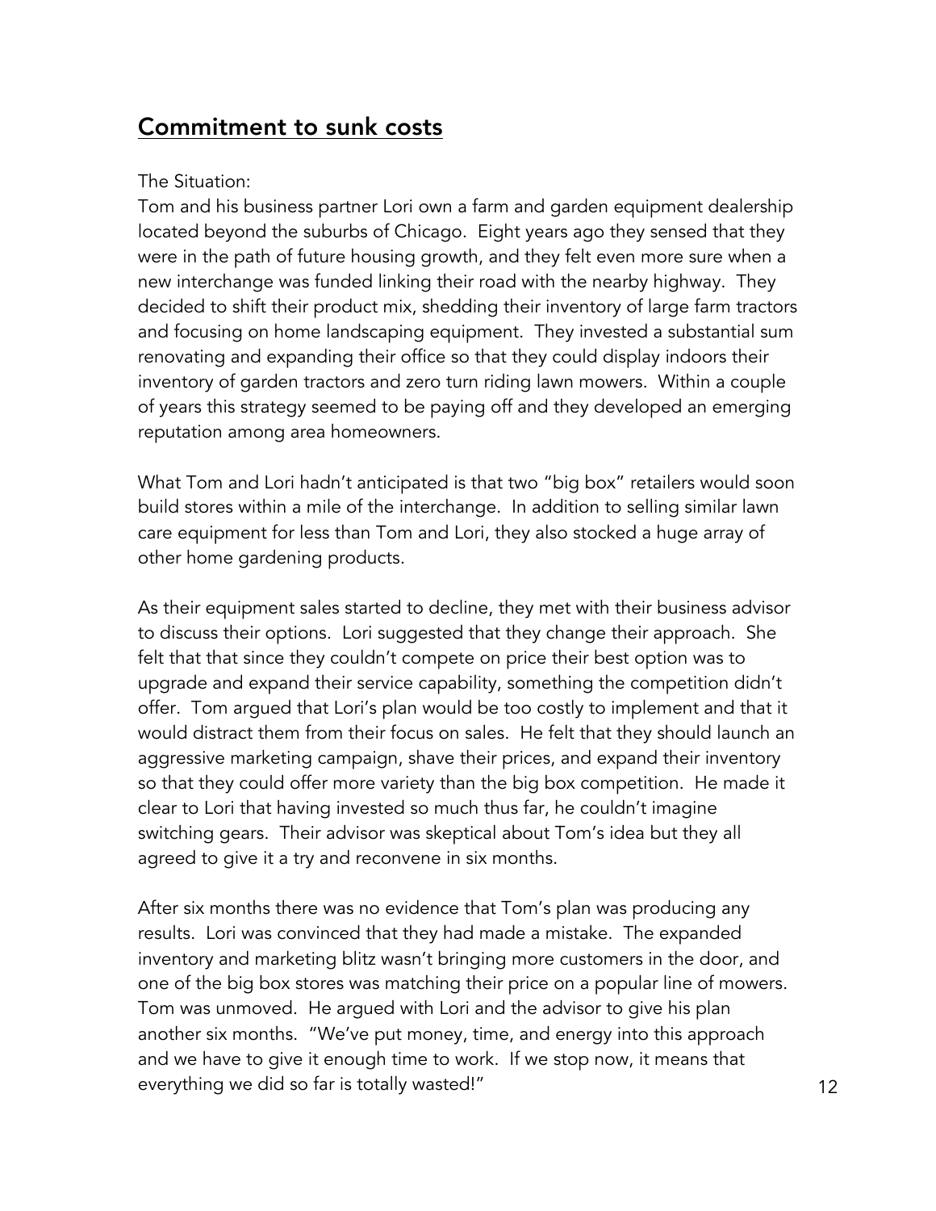## Commitment to sunk costs

The Situation:
Tom and his business partner Lori own a farm and garden equipment dealership located beyond the suburbs of Chicago. Eight years ago they sensed that they were in the path of future housing growth, and they felt even more sure when a new interchange was funded linking their road with the nearby highway. They decided to shift their product mix, shedding their inventory of large farm tractors and focusing on home landscaping equipment. They invested a substantial sum renovating and expanding their office so that they could display indoors their inventory of garden tractors and zero turn riding lawn mowers. Within a couple of years this strategy seemed to be paying off and they developed an emerging reputation among area homeowners.

What Tom and Lori hadn't anticipated is that two "big box" retailers would soon build stores within a mile of the interchange. In addition to selling similar lawn care equipment for less than Tom and Lori, they also stocked a huge array of other home gardening products.

As their equipment sales started to decline, they met with their business advisor to discuss their options. Lori suggested that they change their approach. She felt that that since they couldn't compete on price their best option was to upgrade and expand their service capability, something the competition didn't offer. Tom argued that Lori's plan would be too costly to implement and that it would distract them from their focus on sales. He felt that they should launch an aggressive marketing campaign, shave their prices, and expand their inventory so that they could offer more variety than the big box competition. He made it clear to Lori that having invested so much thus far, he couldn't imagine switching gears. Their advisor was skeptical about Tom's idea but they all agreed to give it a try and reconvene in six months.

After six months there was no evidence that Tom's plan was producing any results. Lori was convinced that they had made a mistake. The expanded inventory and marketing blitz wasn't bringing more customers in the door, and one of the big box stores was matching their price on a popular line of mowers. Tom was unmoved. He argued with Lori and the advisor to give his plan another six months. "We've put money, time, and energy into this approach and we have to give it enough time to work. If we stop now, it means that everything we did so far is totally wasted!"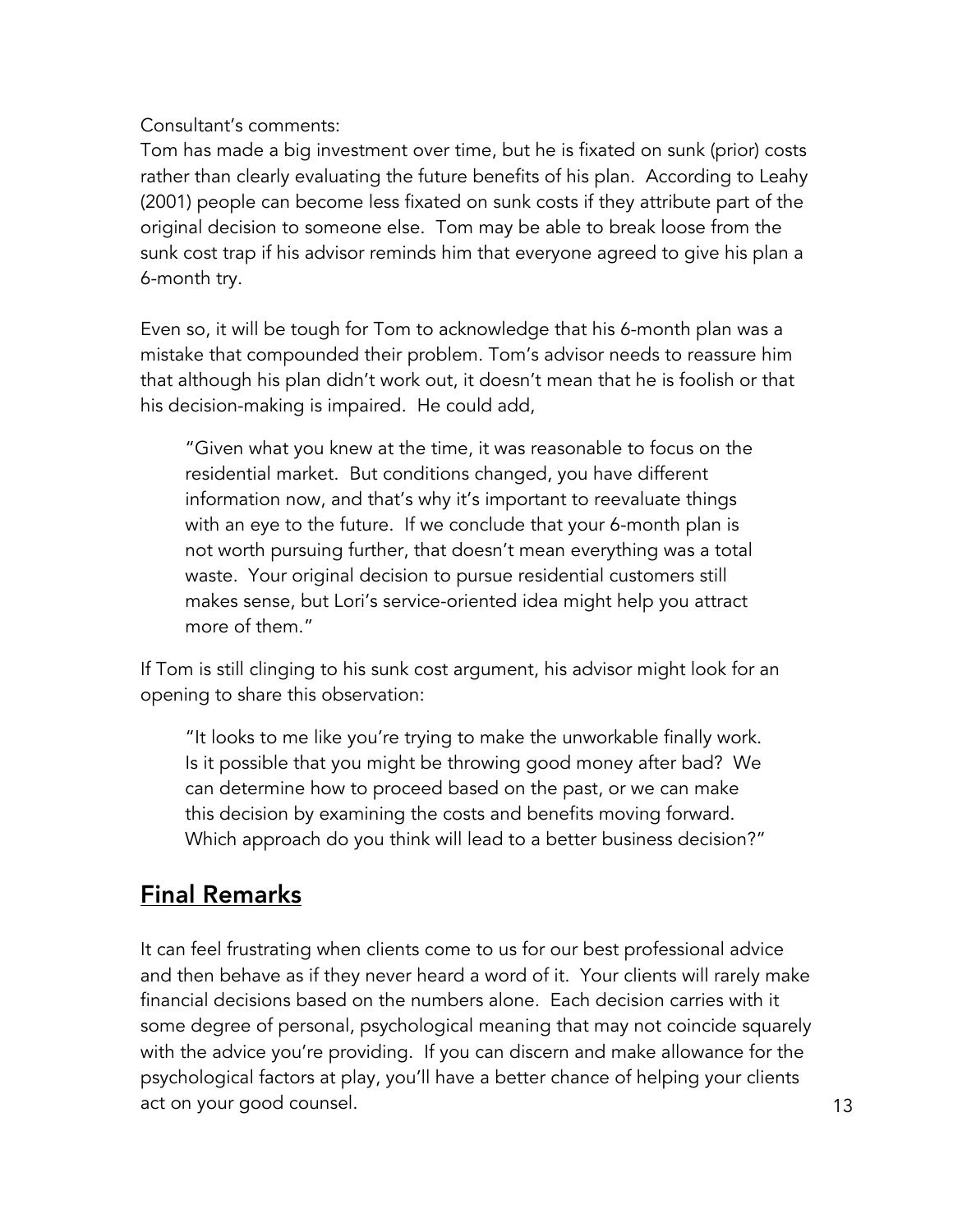Consultant's comments:
Tom has made a big investment over time, but he is fixated on sunk (prior) costs rather than clearly evaluating the future benefits of his plan. According to Leahy (2001) people can become less fixated on sunk costs if they attribute part of the original decision to someone else. Tom may be able to break loose from the sunk cost trap if his advisor reminds him that everyone agreed to give his plan a 6-month try.

Even so, it will be tough for Tom to acknowledge that his 6-month plan was a mistake that compounded their problem. Tom's advisor needs to reassure him that although his plan didn't work out, it doesn't mean that he is foolish or that his decision-making is impaired. He could add,

> "Given what you knew at the time, it was reasonable to focus on the residential market. But conditions changed, you have different information now, and that's why it's important to reevaluate things with an eye to the future. If we conclude that your 6-month plan is not worth pursuing further, that doesn't mean everything was a total waste. Your original decision to pursue residential customers still makes sense, but Lori's service-oriented idea might help you attract more of them."

If Tom is still clinging to his sunk cost argument, his advisor might look for an opening to share this observation:

> "It looks to me like you're trying to make the unworkable finally work. Is it possible that you might be throwing good money after bad? We can determine how to proceed based on the past, or we can make this decision by examining the costs and benefits moving forward. Which approach do you think will lead to a better business decision?"

## Final Remarks

It can feel frustrating when clients come to us for our best professional advice and then behave as if they never heard a word of it. Your clients will rarely make financial decisions based on the numbers alone. Each decision carries with it some degree of personal, psychological meaning that may not coincide squarely with the advice you're providing. If you can discern and make allowance for the psychological factors at play, you'll have a better chance of helping your clients act on your good counsel.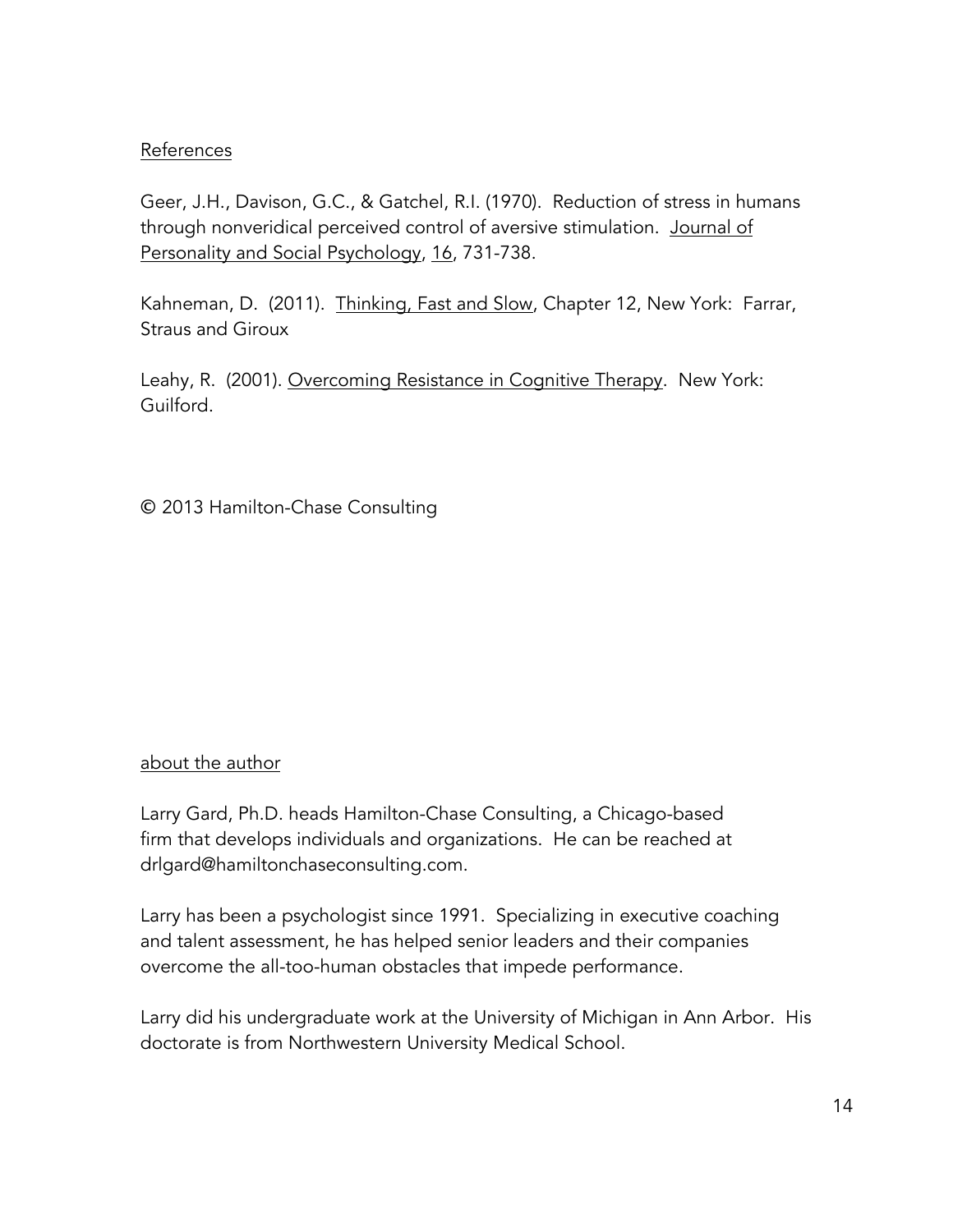## References

Geer, J.H., Davison, G.C., & Gatchel, R.I. (1970). Reduction of stress in humans through nonveridical perceived control of aversive stimulation. Journal of Personality and Social Psychology, 16, 731-738.

Kahneman, D. (2011). Thinking, Fast and Slow, Chapter 12, New York: Farrar, Straus and Giroux

Leahy, R. (2001). Overcoming Resistance in Cognitive Therapy. New York: Guilford.

© 2013 Hamilton-Chase Consulting

## about the author

Larry Gard, Ph.D. heads Hamilton-Chase Consulting, a Chicago-based firm that develops individuals and organizations. He can be reached at drlgard@hamiltonchaseconsulting.com.

Larry has been a psychologist since 1991. Specializing in executive coaching and talent assessment, he has helped senior leaders and their companies overcome the all-too-human obstacles that impede performance.

Larry did his undergraduate work at the University of Michigan in Ann Arbor. His doctorate is from Northwestern University Medical School.